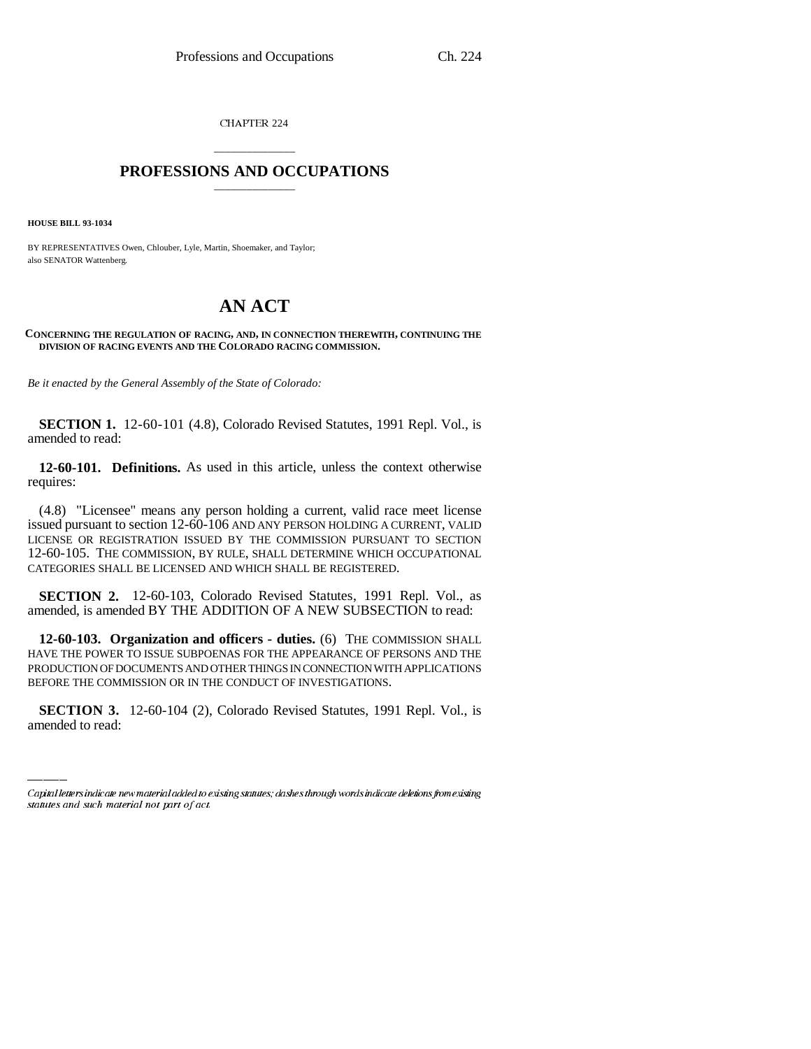CHAPTER 224

# PROFESSIONS AND OCCUPATIONS

**HOUSE BILL 93-1034**

BY REPRESENTATIVES Owen, Chlouber, Lyle, Martin, Shoemaker, and Taylor;
also SENATOR Wattenberg.

# AN ACT

**CONCERNING THE REGULATION OF RACING, AND, IN CONNECTION THEREWITH, CONTINUING THE DIVISION OF RACING EVENTS AND THE COLORADO RACING COMMISSION.**

*Be it enacted by the General Assembly of the State of Colorado:*

**SECTION 1.** 12-60-101 (4.8), Colorado Revised Statutes, 1991 Repl. Vol., is amended to read:

**12-60-101. Definitions.** As used in this article, unless the context otherwise requires:

(4.8) "Licensee" means any person holding a current, valid race meet license issued pursuant to section 12-60-106 AND ANY PERSON HOLDING A CURRENT, VALID LICENSE OR REGISTRATION ISSUED BY THE COMMISSION PURSUANT TO SECTION 12-60-105. THE COMMISSION, BY RULE, SHALL DETERMINE WHICH OCCUPATIONAL CATEGORIES SHALL BE LICENSED AND WHICH SHALL BE REGISTERED.

**SECTION 2.** 12-60-103, Colorado Revised Statutes, 1991 Repl. Vol., as amended, is amended BY THE ADDITION OF A NEW SUBSECTION to read:

**12-60-103. Organization and officers - duties.** (6) THE COMMISSION SHALL HAVE THE POWER TO ISSUE SUBPOENAS FOR THE APPEARANCE OF PERSONS AND THE PRODUCTION OF DOCUMENTS AND OTHER THINGS IN CONNECTION WITH APPLICATIONS BEFORE THE COMMISSION OR IN THE CONDUCT OF INVESTIGATIONS.

**SECTION 3.** 12-60-104 (2), Colorado Revised Statutes, 1991 Repl. Vol., is amended to read:

*Capital letters indicate new material added to existing statutes; dashes through words indicate deletions from existing statutes and such material not part of act.*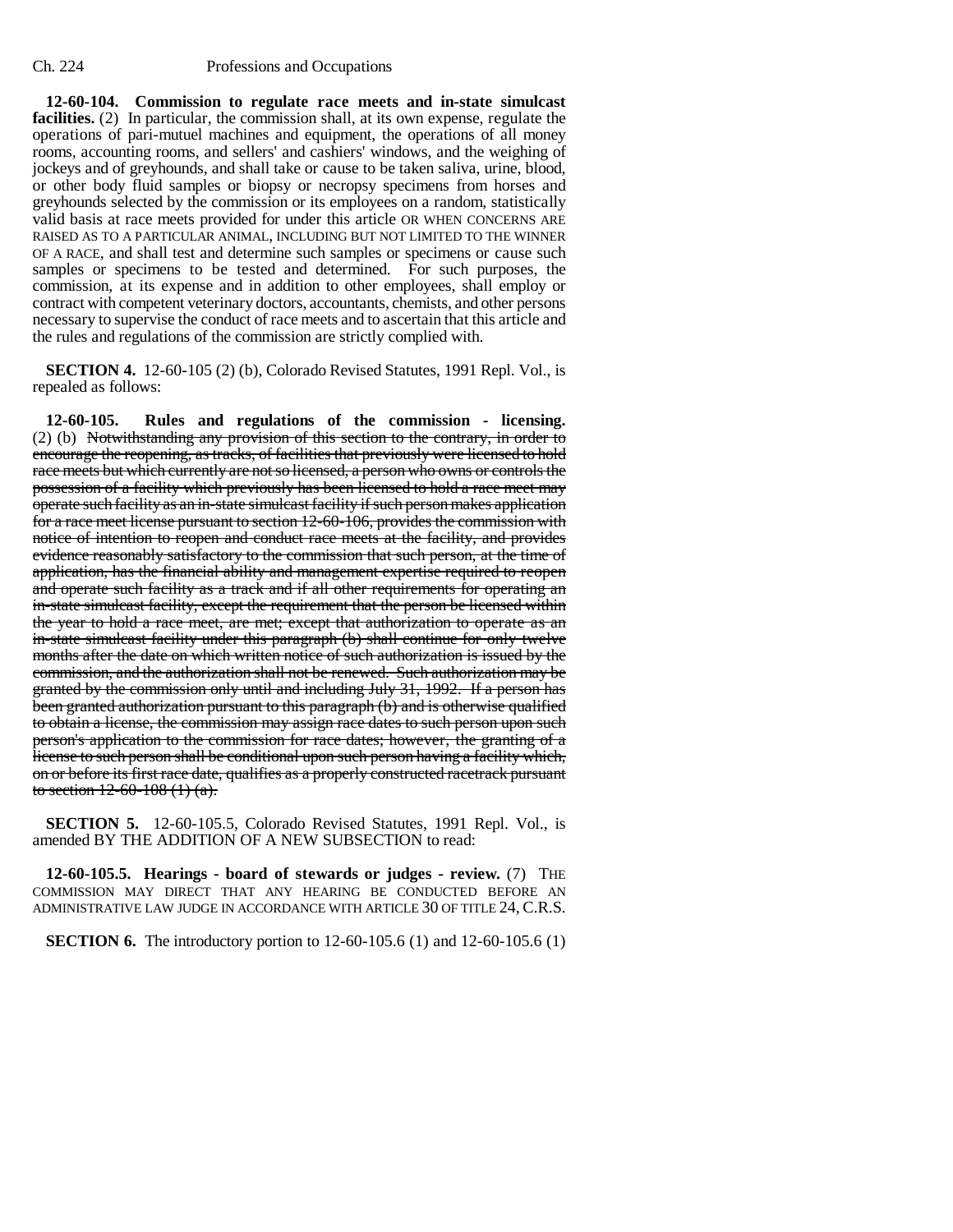**12-60-104. Commission to regulate race meets and in-state simulcast facilities.** (2) In particular, the commission shall, at its own expense, regulate the operations of pari-mutuel machines and equipment, the operations of all money rooms, accounting rooms, and sellers' and cashiers' windows, and the weighing of jockeys and of greyhounds, and shall take or cause to be taken saliva, urine, blood, or other body fluid samples or biopsy or necropsy specimens from horses and greyhounds selected by the commission or its employees on a random, statistically valid basis at race meets provided for under this article OR WHEN CONCERNS ARE RAISED AS TO A PARTICULAR ANIMAL, INCLUDING BUT NOT LIMITED TO THE WINNER OF A RACE, and shall test and determine such samples or specimens or cause such samples or specimens to be tested and determined. For such purposes, the commission, at its expense and in addition to other employees, shall employ or contract with competent veterinary doctors, accountants, chemists, and other persons necessary to supervise the conduct of race meets and to ascertain that this article and the rules and regulations of the commission are strictly complied with.

**SECTION 4.** 12-60-105 (2) (b), Colorado Revised Statutes, 1991 Repl. Vol., is repealed as follows:

**12-60-105. Rules and regulations of the commission - licensing.** (2) (b) ~~Notwithstanding any provision of this section to the contrary, in order to encourage the reopening, as tracks, of facilities that previously were licensed to hold race meets but which currently are not so licensed, a person who owns or controls the possession of a facility which previously has been licensed to hold a race meet may operate such facility as an in-state simulcast facility if such person makes application for a race meet license pursuant to section 12-60-106, provides the commission with notice of intention to reopen and conduct race meets at the facility, and provides evidence reasonably satisfactory to the commission that such person, at the time of application, has the financial ability and management expertise required to reopen and operate such facility as a track and if all other requirements for operating an in-state simulcast facility, except the requirement that the person be licensed within the year to hold a race meet, are met; except that authorization to operate as an in-state simulcast facility under this paragraph (b) shall continue for only twelve months after the date on which written notice of such authorization is issued by the commission, and the authorization shall not be renewed. Such authorization may be granted by the commission only until and including July 31, 1992. If a person has been granted authorization pursuant to this paragraph (b) and is otherwise qualified to obtain a license, the commission may assign race dates to such person upon such person's application to the commission for race dates; however, the granting of a license to such person shall be conditional upon such person having a facility which, on or before its first race date, qualifies as a properly constructed racetrack pursuant to section 12-60-108 (1) (a).~~

**SECTION 5.** 12-60-105.5, Colorado Revised Statutes, 1991 Repl. Vol., is amended BY THE ADDITION OF A NEW SUBSECTION to read:

**12-60-105.5. Hearings - board of stewards or judges - review.** (7) THE COMMISSION MAY DIRECT THAT ANY HEARING BE CONDUCTED BEFORE AN ADMINISTRATIVE LAW JUDGE IN ACCORDANCE WITH ARTICLE 30 OF TITLE 24, C.R.S.

**SECTION 6.** The introductory portion to 12-60-105.6 (1) and 12-60-105.6 (1)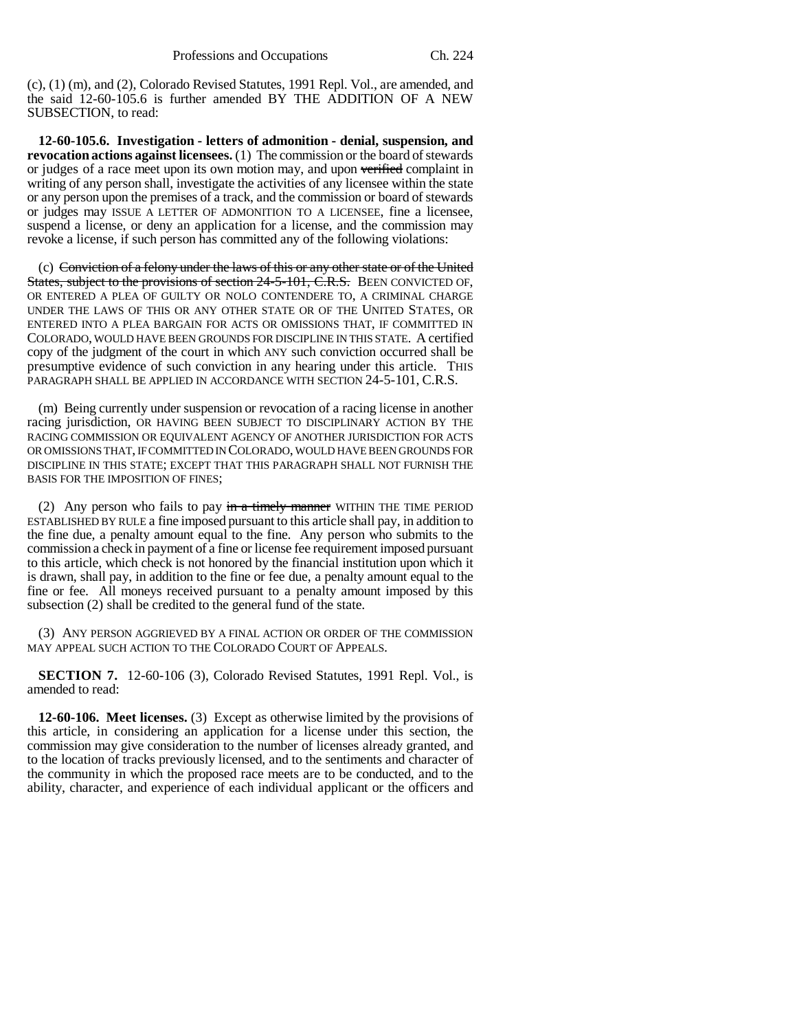(c), (1) (m), and (2), Colorado Revised Statutes, 1991 Repl. Vol., are amended, and the said 12-60-105.6 is further amended BY THE ADDITION OF A NEW SUBSECTION, to read:

**12-60-105.6. Investigation - letters of admonition - denial, suspension, and revocation actions against licensees.** (1) The commission or the board of stewards or judges of a race meet upon its own motion may, and upon ~~verified~~ complaint in writing of any person shall, investigate the activities of any licensee within the state or any person upon the premises of a track, and the commission or board of stewards or judges may ISSUE A LETTER OF ADMONITION TO A LICENSEE, fine a licensee, suspend a license, or deny an application for a license, and the commission may revoke a license, if such person has committed any of the following violations:

(c) ~~Conviction of a felony under the laws of this or any other state or of the United States, subject to the provisions of section 24-5-101, C.R.S.~~ BEEN CONVICTED OF, OR ENTERED A PLEA OF GUILTY OR NOLO CONTENDERE TO, A CRIMINAL CHARGE UNDER THE LAWS OF THIS OR ANY OTHER STATE OR OF THE UNITED STATES, OR ENTERED INTO A PLEA BARGAIN FOR ACTS OR OMISSIONS THAT, IF COMMITTED IN COLORADO, WOULD HAVE BEEN GROUNDS FOR DISCIPLINE IN THIS STATE. A certified copy of the judgment of the court in which ANY such conviction occurred shall be presumptive evidence of such conviction in any hearing under this article. THIS PARAGRAPH SHALL BE APPLIED IN ACCORDANCE WITH SECTION 24-5-101, C.R.S.

(m) Being currently under suspension or revocation of a racing license in another racing jurisdiction, OR HAVING BEEN SUBJECT TO DISCIPLINARY ACTION BY THE RACING COMMISSION OR EQUIVALENT AGENCY OF ANOTHER JURISDICTION FOR ACTS OR OMISSIONS THAT, IF COMMITTED IN COLORADO, WOULD HAVE BEEN GROUNDS FOR DISCIPLINE IN THIS STATE; EXCEPT THAT THIS PARAGRAPH SHALL NOT FURNISH THE BASIS FOR THE IMPOSITION OF FINES;

(2) Any person who fails to pay ~~in a timely manner~~ WITHIN THE TIME PERIOD ESTABLISHED BY RULE a fine imposed pursuant to this article shall pay, in addition to the fine due, a penalty amount equal to the fine. Any person who submits to the commission a check in payment of a fine or license fee requirement imposed pursuant to this article, which check is not honored by the financial institution upon which it is drawn, shall pay, in addition to the fine or fee due, a penalty amount equal to the fine or fee. All moneys received pursuant to a penalty amount imposed by this subsection (2) shall be credited to the general fund of the state.

(3) ANY PERSON AGGRIEVED BY A FINAL ACTION OR ORDER OF THE COMMISSION MAY APPEAL SUCH ACTION TO THE COLORADO COURT OF APPEALS.

**SECTION 7.** 12-60-106 (3), Colorado Revised Statutes, 1991 Repl. Vol., is amended to read:

**12-60-106. Meet licenses.** (3) Except as otherwise limited by the provisions of this article, in considering an application for a license under this section, the commission may give consideration to the number of licenses already granted, and to the location of tracks previously licensed, and to the sentiments and character of the community in which the proposed race meets are to be conducted, and to the ability, character, and experience of each individual applicant or the officers and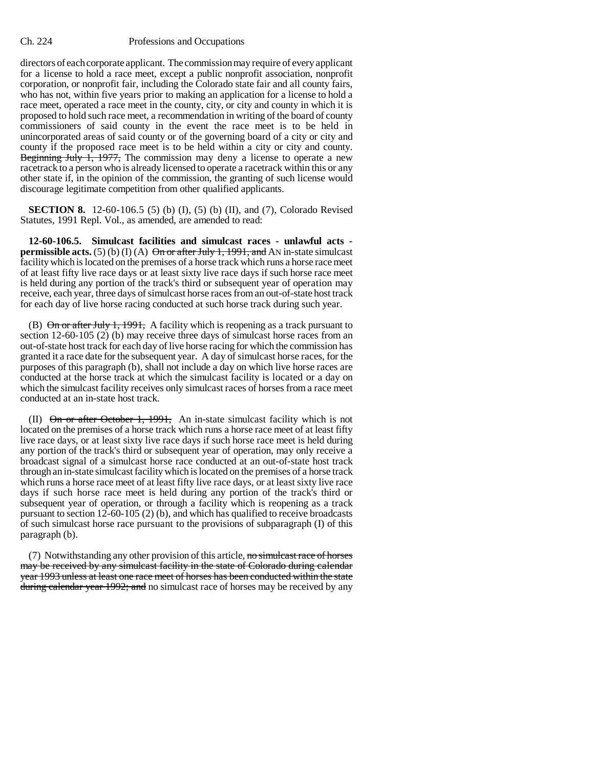directors of each corporate applicant. The commission may require of every applicant for a license to hold a race meet, except a public nonprofit association, nonprofit corporation, or nonprofit fair, including the Colorado state fair and all county fairs, who has not, within five years prior to making an application for a license to hold a race meet, operated a race meet in the county, city, or city and county in which it is proposed to hold such race meet, a recommendation in writing of the board of county commissioners of said county in the event the race meet is to be held in unincorporated areas of said county or of the governing board of a city or city and county if the proposed race meet is to be held within a city or city and county. ~~Beginning July 1, 1977,~~ The commission may deny a license to operate a new racetrack to a person who is already licensed to operate a racetrack within this or any other state if, in the opinion of the commission, the granting of such license would discourage legitimate competition from other qualified applicants.

**SECTION 8.** 12-60-106.5 (5) (b) (I), (5) (b) (II), and (7), Colorado Revised Statutes, 1991 Repl. Vol., as amended, are amended to read:

**12-60-106.5. Simulcast facilities and simulcast races - unlawful acts - permissible acts.** (5) (b) (I) (A) ~~On or after July 1, 1991, and~~ AN in-state simulcast facility which is located on the premises of a horse track which runs a horse race meet of at least fifty live race days or at least sixty live race days if such horse race meet is held during any portion of the track's third or subsequent year of operation may receive, each year, three days of simulcast horse races from an out-of-state host track for each day of live horse racing conducted at such horse track during such year.

(B) ~~On or after July 1, 1991,~~ A facility which is reopening as a track pursuant to section 12-60-105 (2) (b) may receive three days of simulcast horse races from an out-of-state host track for each day of live horse racing for which the commission has granted it a race date for the subsequent year. A day of simulcast horse races, for the purposes of this paragraph (b), shall not include a day on which live horse races are conducted at the horse track at which the simulcast facility is located or a day on which the simulcast facility receives only simulcast races of horses from a race meet conducted at an in-state host track.

(II) ~~On or after October 1, 1991,~~ An in-state simulcast facility which is not located on the premises of a horse track which runs a horse race meet of at least fifty live race days, or at least sixty live race days if such horse race meet is held during any portion of the track's third or subsequent year of operation, may only receive a broadcast signal of a simulcast horse race conducted at an out-of-state host track through an in-state simulcast facility which is located on the premises of a horse track which runs a horse race meet of at least fifty live race days, or at least sixty live race days if such horse race meet is held during any portion of the track's third or subsequent year of operation, or through a facility which is reopening as a track pursuant to section 12-60-105 (2) (b), and which has qualified to receive broadcasts of such simulcast horse race pursuant to the provisions of subparagraph (I) of this paragraph (b).

(7) Notwithstanding any other provision of this article, ~~no simulcast race of horses may be received by any simulcast facility in the state of Colorado during calendar year 1993 unless at least one race meet of horses has been conducted within the state during calendar year 1992; and~~ no simulcast race of horses may be received by any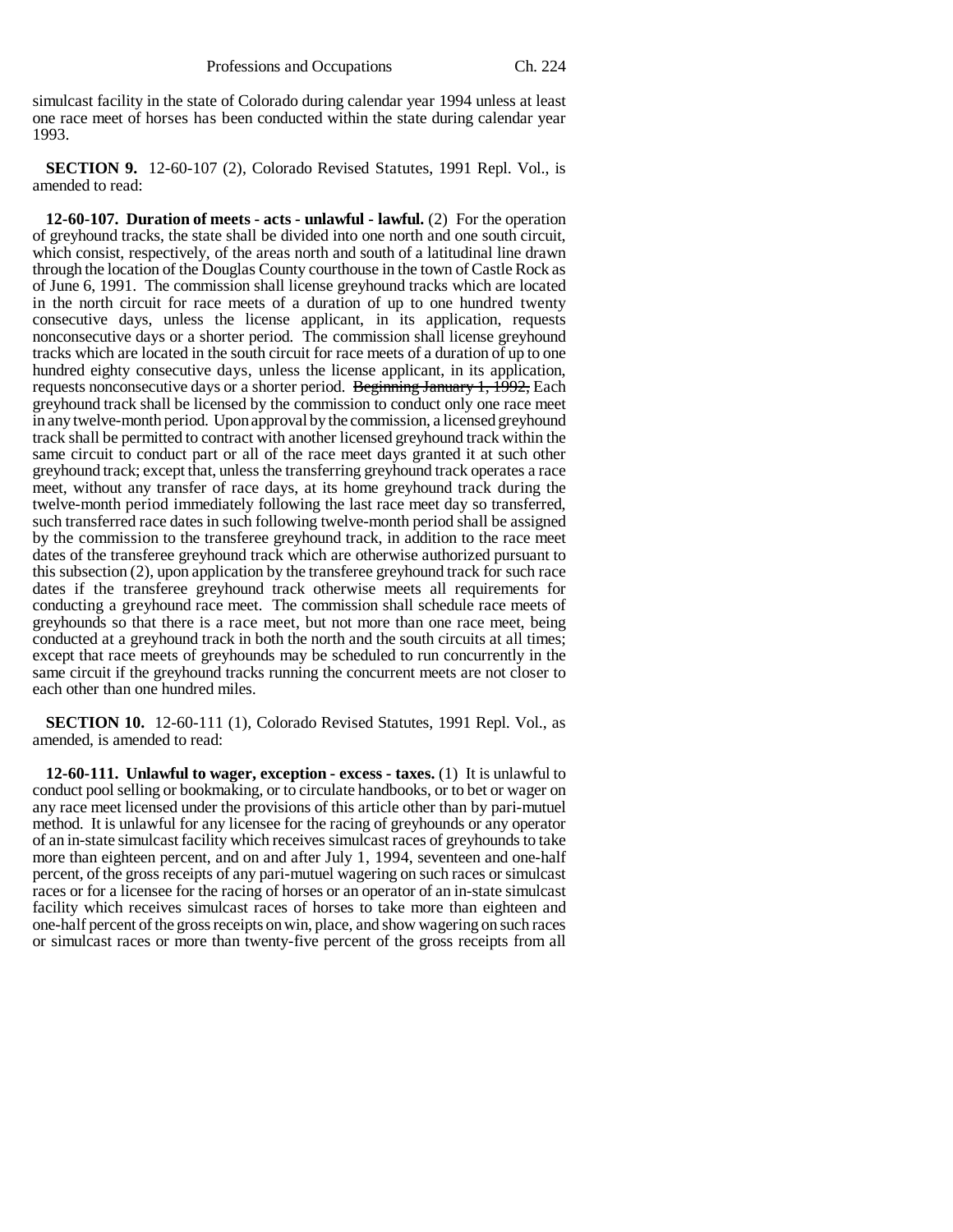simulcast facility in the state of Colorado during calendar year 1994 unless at least one race meet of horses has been conducted within the state during calendar year 1993.

**SECTION 9.** 12-60-107 (2), Colorado Revised Statutes, 1991 Repl. Vol., is amended to read:

**12-60-107. Duration of meets - acts - unlawful - lawful.** (2) For the operation of greyhound tracks, the state shall be divided into one north and one south circuit, which consist, respectively, of the areas north and south of a latitudinal line drawn through the location of the Douglas County courthouse in the town of Castle Rock as of June 6, 1991. The commission shall license greyhound tracks which are located in the north circuit for race meets of a duration of up to one hundred twenty consecutive days, unless the license applicant, in its application, requests nonconsecutive days or a shorter period. The commission shall license greyhound tracks which are located in the south circuit for race meets of a duration of up to one hundred eighty consecutive days, unless the license applicant, in its application, requests nonconsecutive days or a shorter period. ~~Beginning January 1, 1992,~~ Each greyhound track shall be licensed by the commission to conduct only one race meet in any twelve-month period. Upon approval by the commission, a licensed greyhound track shall be permitted to contract with another licensed greyhound track within the same circuit to conduct part or all of the race meet days granted it at such other greyhound track; except that, unless the transferring greyhound track operates a race meet, without any transfer of race days, at its home greyhound track during the twelve-month period immediately following the last race meet day so transferred, such transferred race dates in such following twelve-month period shall be assigned by the commission to the transferee greyhound track, in addition to the race meet dates of the transferee greyhound track which are otherwise authorized pursuant to this subsection (2), upon application by the transferee greyhound track for such race dates if the transferee greyhound track otherwise meets all requirements for conducting a greyhound race meet. The commission shall schedule race meets of greyhounds so that there is a race meet, but not more than one race meet, being conducted at a greyhound track in both the north and the south circuits at all times; except that race meets of greyhounds may be scheduled to run concurrently in the same circuit if the greyhound tracks running the concurrent meets are not closer to each other than one hundred miles.

**SECTION 10.** 12-60-111 (1), Colorado Revised Statutes, 1991 Repl. Vol., as amended, is amended to read:

**12-60-111. Unlawful to wager, exception - excess - taxes.** (1) It is unlawful to conduct pool selling or bookmaking, or to circulate handbooks, or to bet or wager on any race meet licensed under the provisions of this article other than by pari-mutuel method. It is unlawful for any licensee for the racing of greyhounds or any operator of an in-state simulcast facility which receives simulcast races of greyhounds to take more than eighteen percent, and on and after July 1, 1994, seventeen and one-half percent, of the gross receipts of any pari-mutuel wagering on such races or simulcast races or for a licensee for the racing of horses or an operator of an in-state simulcast facility which receives simulcast races of horses to take more than eighteen and one-half percent of the gross receipts on win, place, and show wagering on such races or simulcast races or more than twenty-five percent of the gross receipts from all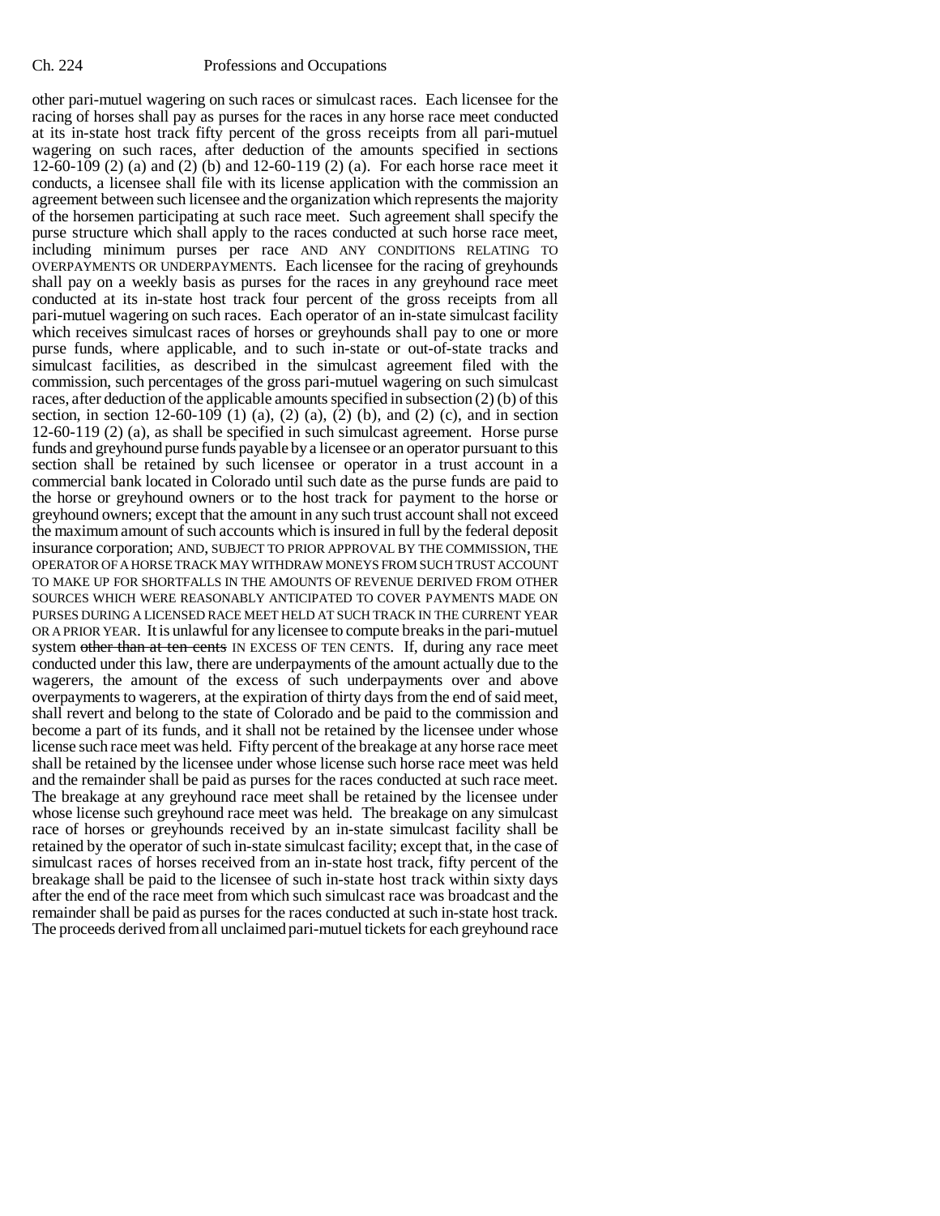other pari-mutuel wagering on such races or simulcast races. Each licensee for the racing of horses shall pay as purses for the races in any horse race meet conducted at its in-state host track fifty percent of the gross receipts from all pari-mutuel wagering on such races, after deduction of the amounts specified in sections 12-60-109 (2) (a) and (2) (b) and 12-60-119 (2) (a). For each horse race meet it conducts, a licensee shall file with its license application with the commission an agreement between such licensee and the organization which represents the majority of the horsemen participating at such race meet. Such agreement shall specify the purse structure which shall apply to the races conducted at such horse race meet, including minimum purses per race AND ANY CONDITIONS RELATING TO OVERPAYMENTS OR UNDERPAYMENTS. Each licensee for the racing of greyhounds shall pay on a weekly basis as purses for the races in any greyhound race meet conducted at its in-state host track four percent of the gross receipts from all pari-mutuel wagering on such races. Each operator of an in-state simulcast facility which receives simulcast races of horses or greyhounds shall pay to one or more purse funds, where applicable, and to such in-state or out-of-state tracks and simulcast facilities, as described in the simulcast agreement filed with the commission, such percentages of the gross pari-mutuel wagering on such simulcast races, after deduction of the applicable amounts specified in subsection (2) (b) of this section, in section 12-60-109 (1) (a), (2) (a), (2) (b), and (2) (c), and in section 12-60-119 (2) (a), as shall be specified in such simulcast agreement. Horse purse funds and greyhound purse funds payable by a licensee or an operator pursuant to this section shall be retained by such licensee or operator in a trust account in a commercial bank located in Colorado until such date as the purse funds are paid to the horse or greyhound owners or to the host track for payment to the horse or greyhound owners; except that the amount in any such trust account shall not exceed the maximum amount of such accounts which is insured in full by the federal deposit insurance corporation; AND, SUBJECT TO PRIOR APPROVAL BY THE COMMISSION, THE OPERATOR OF A HORSE TRACK MAY WITHDRAW MONEYS FROM SUCH TRUST ACCOUNT TO MAKE UP FOR SHORTFALLS IN THE AMOUNTS OF REVENUE DERIVED FROM OTHER SOURCES WHICH WERE REASONABLY ANTICIPATED TO COVER PAYMENTS MADE ON PURSES DURING A LICENSED RACE MEET HELD AT SUCH TRACK IN THE CURRENT YEAR OR A PRIOR YEAR. It is unlawful for any licensee to compute breaks in the pari-mutuel system ~~other than at ten cents~~ IN EXCESS OF TEN CENTS. If, during any race meet conducted under this law, there are underpayments of the amount actually due to the wagerers, the amount of the excess of such underpayments over and above overpayments to wagerers, at the expiration of thirty days from the end of said meet, shall revert and belong to the state of Colorado and be paid to the commission and become a part of its funds, and it shall not be retained by the licensee under whose license such race meet was held. Fifty percent of the breakage at any horse race meet shall be retained by the licensee under whose license such horse race meet was held and the remainder shall be paid as purses for the races conducted at such race meet. The breakage at any greyhound race meet shall be retained by the licensee under whose license such greyhound race meet was held. The breakage on any simulcast race of horses or greyhounds received by an in-state simulcast facility shall be retained by the operator of such in-state simulcast facility; except that, in the case of simulcast races of horses received from an in-state host track, fifty percent of the breakage shall be paid to the licensee of such in-state host track within sixty days after the end of the race meet from which such simulcast race was broadcast and the remainder shall be paid as purses for the races conducted at such in-state host track. The proceeds derived from all unclaimed pari-mutuel tickets for each greyhound race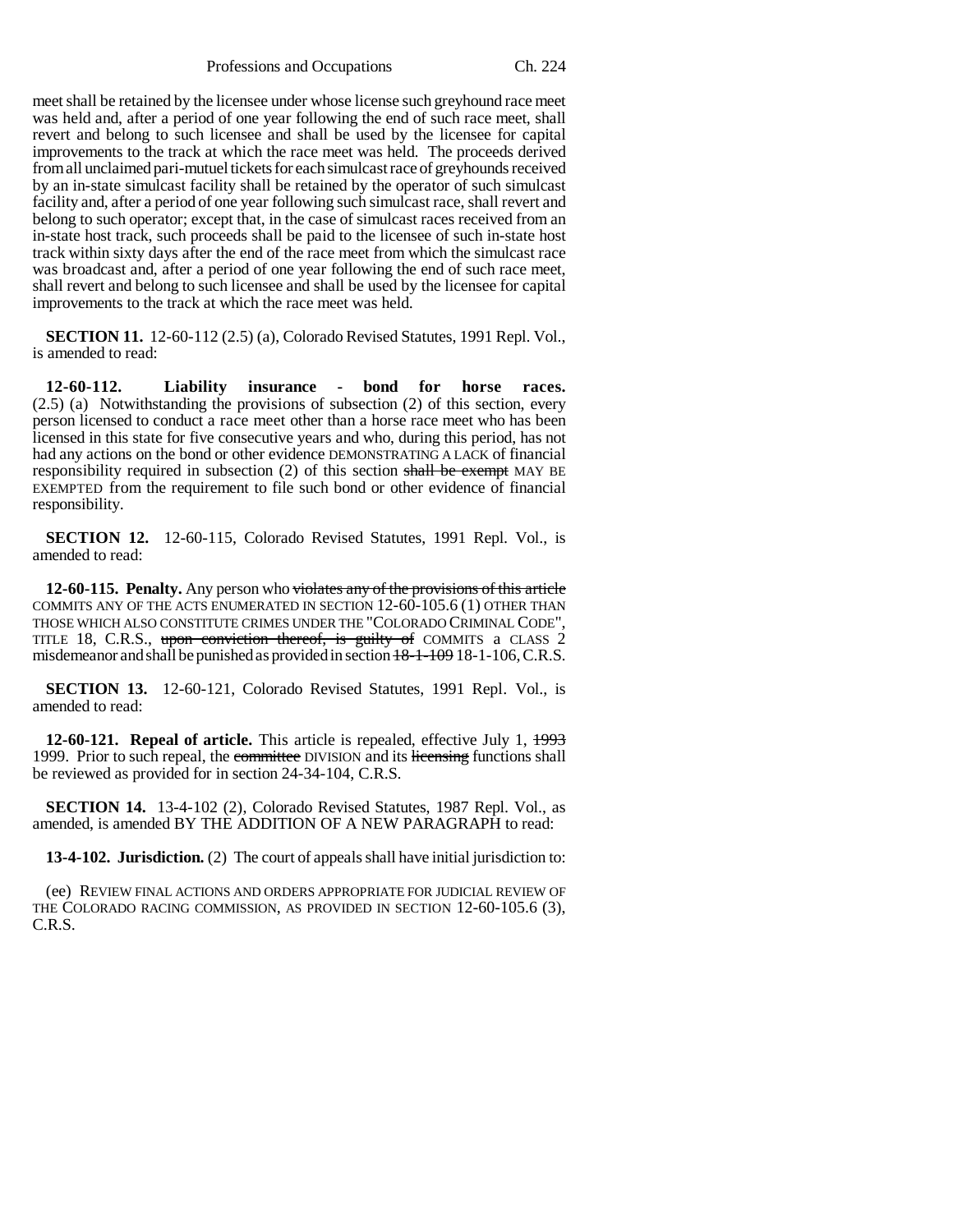meet shall be retained by the licensee under whose license such greyhound race meet was held and, after a period of one year following the end of such race meet, shall revert and belong to such licensee and shall be used by the licensee for capital improvements to the track at which the race meet was held. The proceeds derived from all unclaimed pari-mutuel tickets for each simulcast race of greyhounds received by an in-state simulcast facility shall be retained by the operator of such simulcast facility and, after a period of one year following such simulcast race, shall revert and belong to such operator; except that, in the case of simulcast races received from an in-state host track, such proceeds shall be paid to the licensee of such in-state host track within sixty days after the end of the race meet from which the simulcast race was broadcast and, after a period of one year following the end of such race meet, shall revert and belong to such licensee and shall be used by the licensee for capital improvements to the track at which the race meet was held.

**SECTION 11.** 12-60-112 (2.5) (a), Colorado Revised Statutes, 1991 Repl. Vol., is amended to read:

**12-60-112. Liability insurance - bond for horse races.** (2.5) (a) Notwithstanding the provisions of subsection (2) of this section, every person licensed to conduct a race meet other than a horse race meet who has been licensed in this state for five consecutive years and who, during this period, has not had any actions on the bond or other evidence DEMONSTRATING A LACK of financial responsibility required in subsection (2) of this section ~~shall be exempt~~ MAY BE EXEMPTED from the requirement to file such bond or other evidence of financial responsibility.

**SECTION 12.** 12-60-115, Colorado Revised Statutes, 1991 Repl. Vol., is amended to read:

**12-60-115. Penalty.** Any person who ~~violates any of the provisions of this article~~ COMMITS ANY OF THE ACTS ENUMERATED IN SECTION 12-60-105.6 (1) OTHER THAN THOSE WHICH ALSO CONSTITUTE CRIMES UNDER THE "COLORADO CRIMINAL CODE", TITLE 18, C.R.S., ~~upon conviction thereof, is guilty of~~ COMMITS a CLASS 2 misdemeanor and shall be punished as provided in section ~~18-1-109~~ 18-1-106, C.R.S.

**SECTION 13.** 12-60-121, Colorado Revised Statutes, 1991 Repl. Vol., is amended to read:

**12-60-121. Repeal of article.** This article is repealed, effective July 1, ~~1993~~ 1999. Prior to such repeal, the ~~committee~~ DIVISION and its ~~licensing~~ functions shall be reviewed as provided for in section 24-34-104, C.R.S.

**SECTION 14.** 13-4-102 (2), Colorado Revised Statutes, 1987 Repl. Vol., as amended, is amended BY THE ADDITION OF A NEW PARAGRAPH to read:

**13-4-102. Jurisdiction.** (2) The court of appeals shall have initial jurisdiction to:

(ee) REVIEW FINAL ACTIONS AND ORDERS APPROPRIATE FOR JUDICIAL REVIEW OF THE COLORADO RACING COMMISSION, AS PROVIDED IN SECTION 12-60-105.6 (3), C.R.S.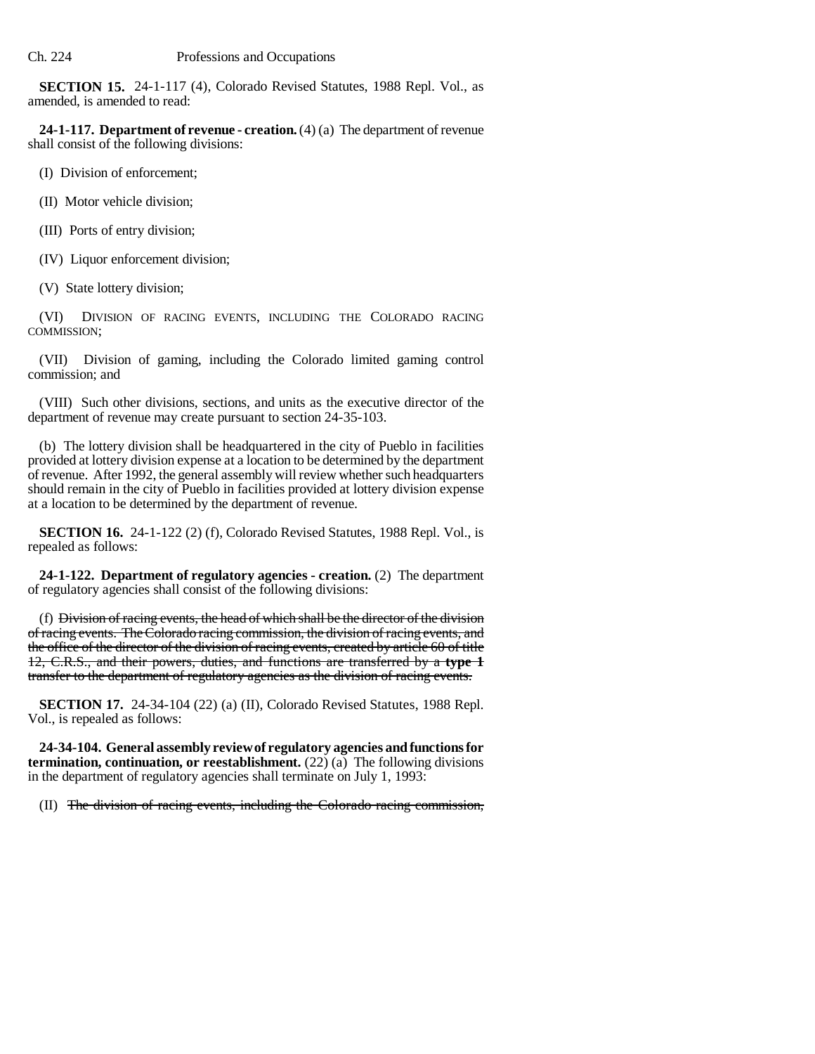**SECTION 15.** 24-1-117 (4), Colorado Revised Statutes, 1988 Repl. Vol., as amended, is amended to read:

**24-1-117. Department of revenue - creation.** (4) (a) The department of revenue shall consist of the following divisions:

(I) Division of enforcement;

(II) Motor vehicle division;

(III) Ports of entry division;

(IV) Liquor enforcement division;

(V) State lottery division;

(VI) DIVISION OF RACING EVENTS, INCLUDING THE COLORADO RACING COMMISSION;

(VII) Division of gaming, including the Colorado limited gaming control commission; and

(VIII) Such other divisions, sections, and units as the executive director of the department of revenue may create pursuant to section 24-35-103.

(b) The lottery division shall be headquartered in the city of Pueblo in facilities provided at lottery division expense at a location to be determined by the department of revenue. After 1992, the general assembly will review whether such headquarters should remain in the city of Pueblo in facilities provided at lottery division expense at a location to be determined by the department of revenue.

**SECTION 16.** 24-1-122 (2) (f), Colorado Revised Statutes, 1988 Repl. Vol., is repealed as follows:

**24-1-122. Department of regulatory agencies - creation.** (2) The department of regulatory agencies shall consist of the following divisions:

(f) ~~Division of racing events, the head of which shall be the director of the division of racing events. The Colorado racing commission, the division of racing events, and the office of the director of the division of racing events, created by article 60 of title 12, C.R.S., and their powers, duties, and functions are transferred by a **type 1** transfer to the department of regulatory agencies as the division of racing events.~~

**SECTION 17.** 24-34-104 (22) (a) (II), Colorado Revised Statutes, 1988 Repl. Vol., is repealed as follows:

**24-34-104. General assembly review of regulatory agencies and functions for termination, continuation, or reestablishment.** (22) (a) The following divisions in the department of regulatory agencies shall terminate on July 1, 1993:

(II) ~~The division of racing events, including the Colorado racing commission,~~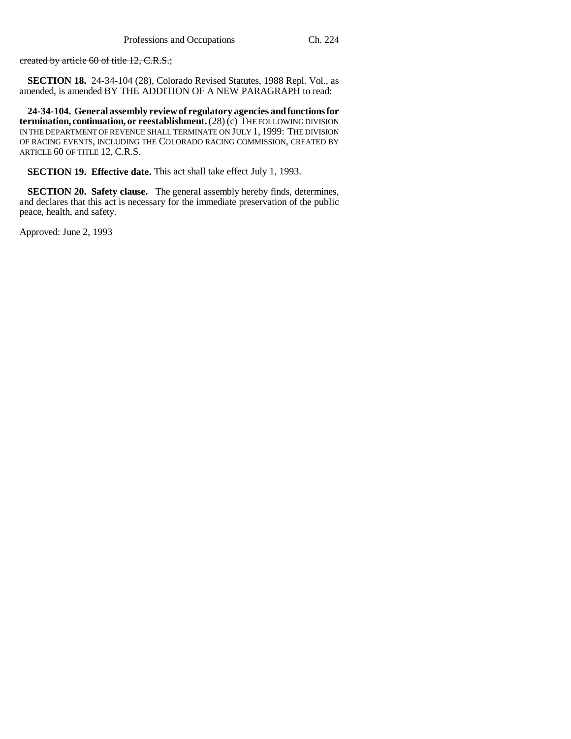~~created by article 60 of title 12, C.R.S.;~~

**SECTION 18.** 24-34-104 (28), Colorado Revised Statutes, 1988 Repl. Vol., as amended, is amended BY THE ADDITION OF A NEW PARAGRAPH to read:

**24-34-104. General assembly review of regulatory agencies and functions for termination, continuation, or reestablishment.** (28) (c) THE FOLLOWING DIVISION IN THE DEPARTMENT OF REVENUE SHALL TERMINATE ON JULY 1, 1999: THE DIVISION OF RACING EVENTS, INCLUDING THE COLORADO RACING COMMISSION, CREATED BY ARTICLE 60 OF TITLE 12, C.R.S.

**SECTION 19. Effective date.** This act shall take effect July 1, 1993.

**SECTION 20. Safety clause.** The general assembly hereby finds, determines, and declares that this act is necessary for the immediate preservation of the public peace, health, and safety.

Approved: June 2, 1993